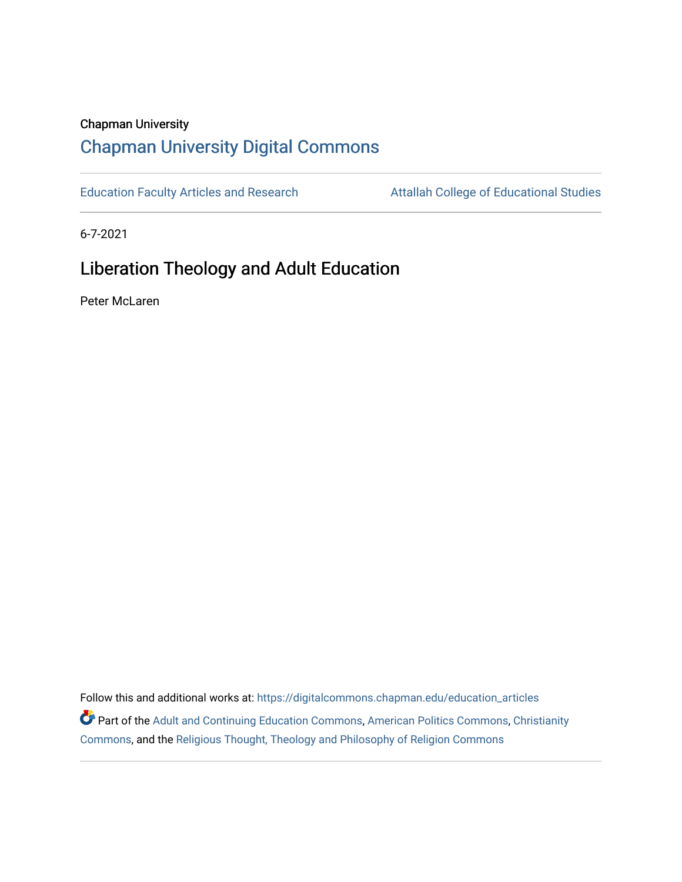Chapman University

# Chapman University Digital Commons

Education Faculty Articles and Research | Attallah College of Educational Studies

6-7-2021

## Liberation Theology and Adult Education

Peter McLaren

Follow this and additional works at: https://digitalcommons.chapman.edu/education_articles

Part of the Adult and Continuing Education Commons, American Politics Commons, Christianity Commons, and the Religious Thought, Theology and Philosophy of Religion Commons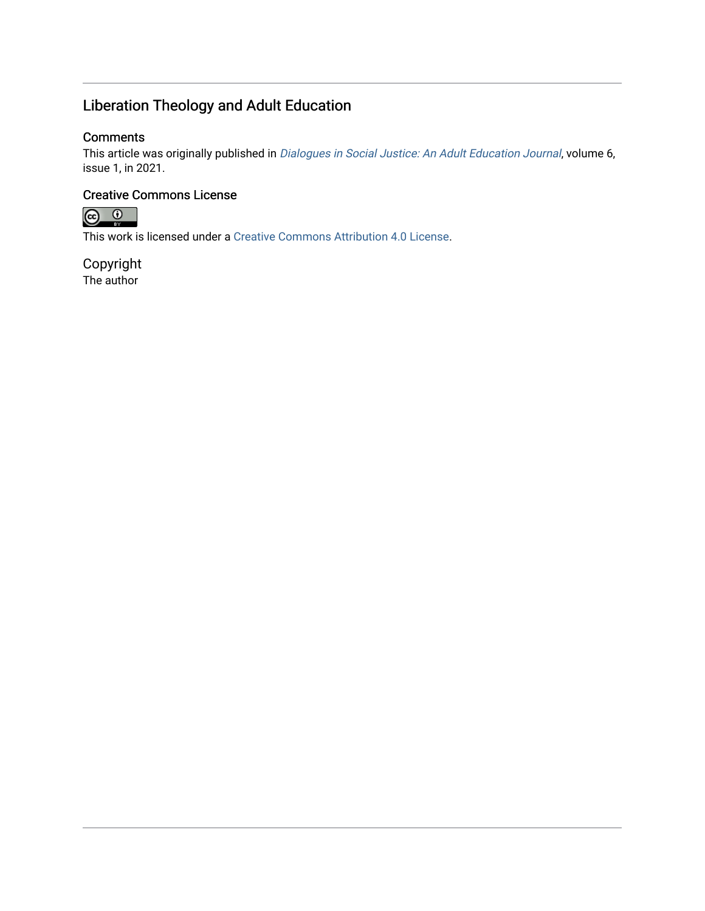## Liberation Theology and Adult Education

### Comments

This article was originally published in *Dialogues in Social Justice: An Adult Education Journal*, volume 6, issue 1, in 2021.

### Creative Commons License

This work is licensed under a Creative Commons Attribution 4.0 License.

### Copyright

The author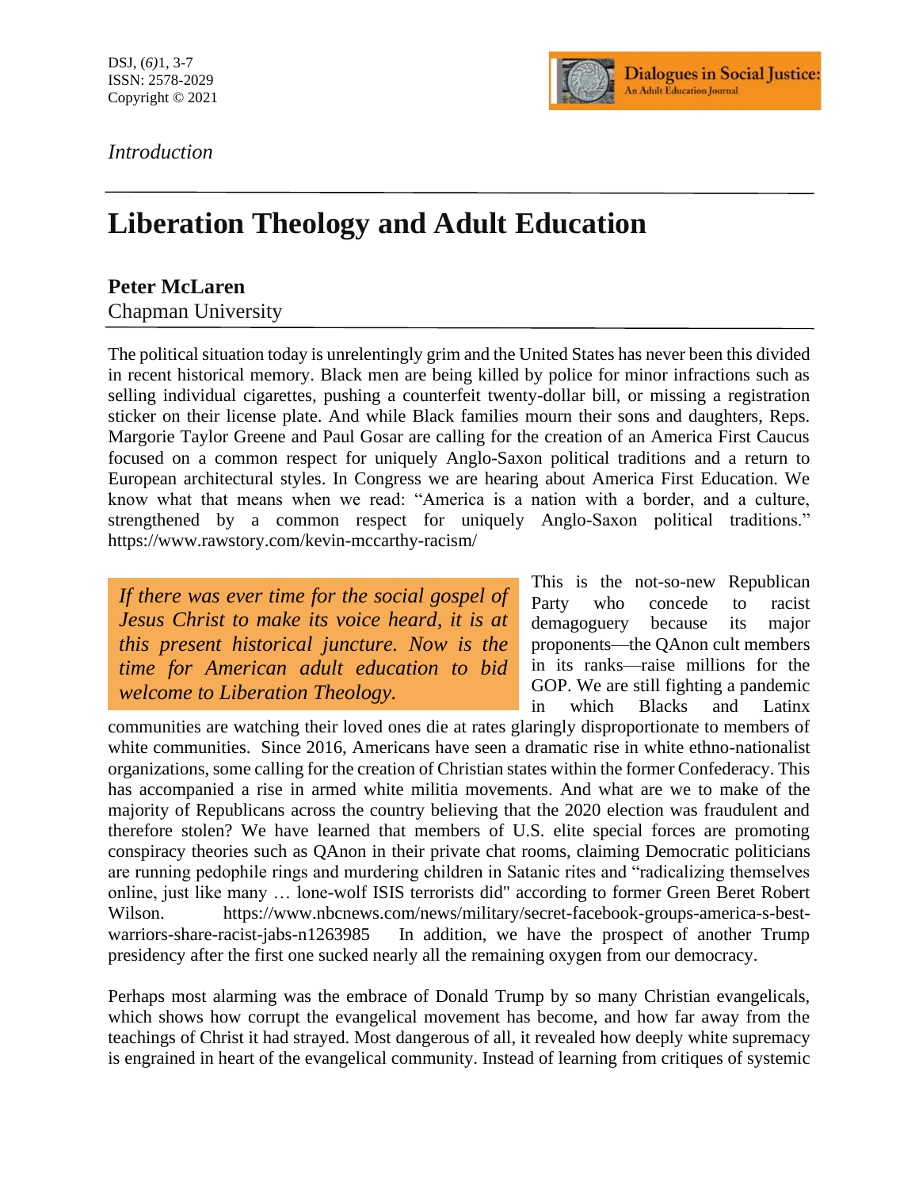*Introduction*

# Liberation Theology and Adult Education

**Peter McLaren**
Chapman University

The political situation today is unrelentingly grim and the United States has never been this divided in recent historical memory. Black men are being killed by police for minor infractions such as selling individual cigarettes, pushing a counterfeit twenty-dollar bill, or missing a registration sticker on their license plate. And while Black families mourn their sons and daughters, Reps. Margorie Taylor Greene and Paul Gosar are calling for the creation of an America First Caucus focused on a common respect for uniquely Anglo-Saxon political traditions and a return to European architectural styles. In Congress we are hearing about America First Education. We know what that means when we read: "America is a nation with a border, and a culture, strengthened by a common respect for uniquely Anglo-Saxon political traditions." https://www.rawstory.com/kevin-mccarthy-racism/

> *If there was ever time for the social gospel of Jesus Christ to make its voice heard, it is at this present historical juncture. Now is the time for American adult education to bid welcome to Liberation Theology.*

This is the not-so-new Republican Party who concede to racist demagoguery because its major proponents—the QAnon cult members in its ranks—raise millions for the GOP. We are still fighting a pandemic in which Blacks and Latinx communities are watching their loved ones die at rates glaringly disproportionate to members of white communities. Since 2016, Americans have seen a dramatic rise in white ethno-nationalist organizations, some calling for the creation of Christian states within the former Confederacy. This has accompanied a rise in armed white militia movements. And what are we to make of the majority of Republicans across the country believing that the 2020 election was fraudulent and therefore stolen? We have learned that members of U.S. elite special forces are promoting conspiracy theories such as QAnon in their private chat rooms, claiming Democratic politicians are running pedophile rings and murdering children in Satanic rites and "radicalizing themselves online, just like many … lone-wolf ISIS terrorists did" according to former Green Beret Robert Wilson. https://www.nbcnews.com/news/military/secret-facebook-groups-america-s-best-warriors-share-racist-jabs-n1263985 In addition, we have the prospect of another Trump presidency after the first one sucked nearly all the remaining oxygen from our democracy.

Perhaps most alarming was the embrace of Donald Trump by so many Christian evangelicals, which shows how corrupt the evangelical movement has become, and how far away from the teachings of Christ it had strayed. Most dangerous of all, it revealed how deeply white supremacy is engrained in heart of the evangelical community. Instead of learning from critiques of systemic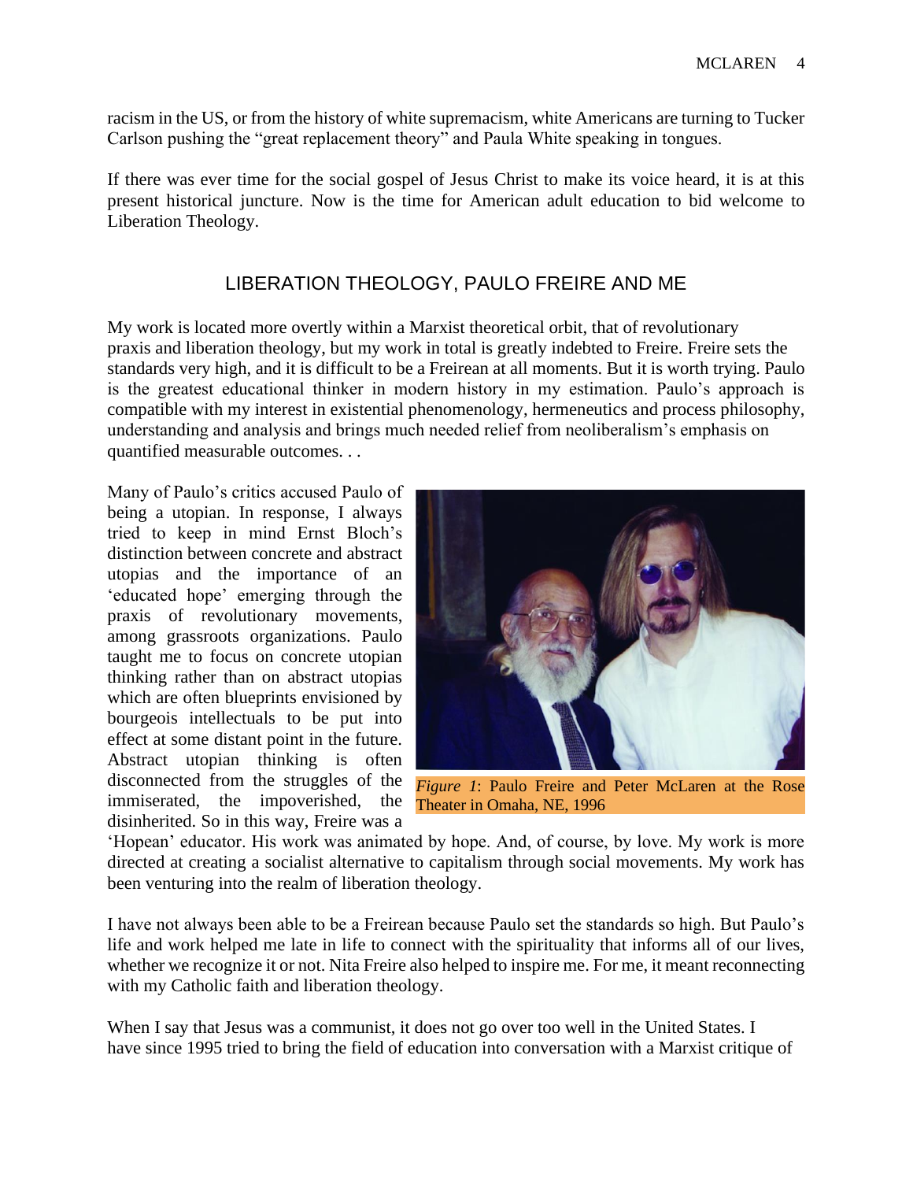racism in the US, or from the history of white supremacism, white Americans are turning to Tucker Carlson pushing the "great replacement theory" and Paula White speaking in tongues.

If there was ever time for the social gospel of Jesus Christ to make its voice heard, it is at this present historical juncture. Now is the time for American adult education to bid welcome to Liberation Theology.

## LIBERATION THEOLOGY, PAULO FREIRE AND ME

My work is located more overtly within a Marxist theoretical orbit, that of revolutionary praxis and liberation theology, but my work in total is greatly indebted to Freire. Freire sets the standards very high, and it is difficult to be a Freirean at all moments. But it is worth trying. Paulo is the greatest educational thinker in modern history in my estimation. Paulo's approach is compatible with my interest in existential phenomenology, hermeneutics and process philosophy, understanding and analysis and brings much needed relief from neoliberalism's emphasis on quantified measurable outcomes. . .

Many of Paulo's critics accused Paulo of being a utopian. In response, I always tried to keep in mind Ernst Bloch's distinction between concrete and abstract utopias and the importance of an 'educated hope' emerging through the praxis of revolutionary movements, among grassroots organizations. Paulo taught me to focus on concrete utopian thinking rather than on abstract utopias which are often blueprints envisioned by bourgeois intellectuals to be put into effect at some distant point in the future. Abstract utopian thinking is often disconnected from the struggles of the immiserated, the impoverished, the disinherited. So in this way, Freire was a 'Hopean' educator. His work was animated by hope. And, of course, by love. My work is more directed at creating a socialist alternative to capitalism through social movements. My work has been venturing into the realm of liberation theology.

*Figure 1*: Paulo Freire and Peter McLaren at the Rose Theater in Omaha, NE, 1996

I have not always been able to be a Freirean because Paulo set the standards so high. But Paulo's life and work helped me late in life to connect with the spirituality that informs all of our lives, whether we recognize it or not. Nita Freire also helped to inspire me. For me, it meant reconnecting with my Catholic faith and liberation theology.

When I say that Jesus was a communist, it does not go over too well in the United States. I have since 1995 tried to bring the field of education into conversation with a Marxist critique of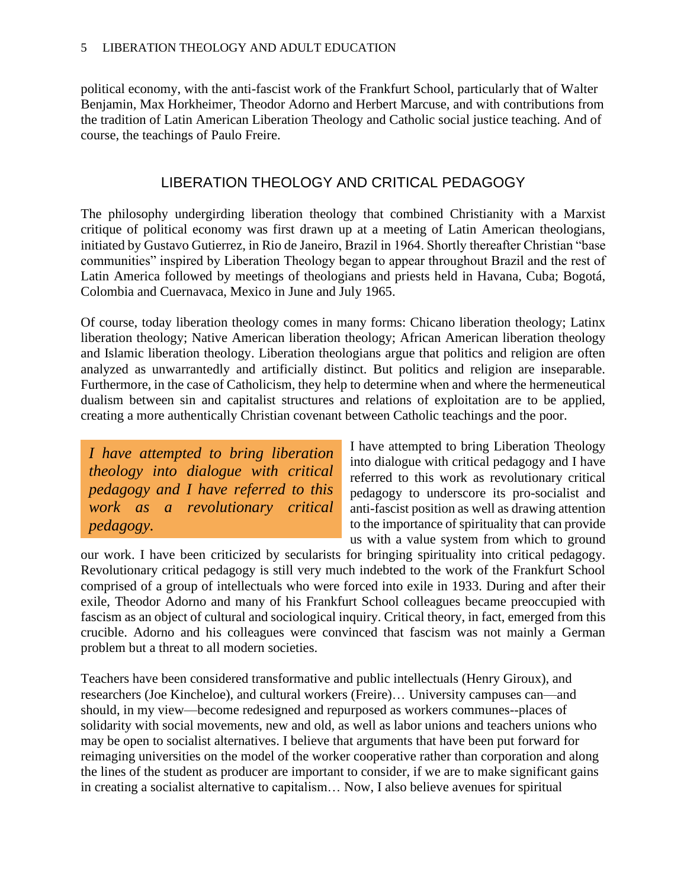political economy, with the anti-fascist work of the Frankfurt School, particularly that of Walter Benjamin, Max Horkheimer, Theodor Adorno and Herbert Marcuse, and with contributions from the tradition of Latin American Liberation Theology and Catholic social justice teaching. And of course, the teachings of Paulo Freire.

## LIBERATION THEOLOGY AND CRITICAL PEDAGOGY

The philosophy undergirding liberation theology that combined Christianity with a Marxist critique of political economy was first drawn up at a meeting of Latin American theologians, initiated by Gustavo Gutierrez, in Rio de Janeiro, Brazil in 1964. Shortly thereafter Christian "base communities" inspired by Liberation Theology began to appear throughout Brazil and the rest of Latin America followed by meetings of theologians and priests held in Havana, Cuba; Bogotá, Colombia and Cuernavaca, Mexico in June and July 1965.

Of course, today liberation theology comes in many forms: Chicano liberation theology; Latinx liberation theology; Native American liberation theology; African American liberation theology and Islamic liberation theology. Liberation theologians argue that politics and religion are often analyzed as unwarrantedly and artificially distinct. But politics and religion are inseparable. Furthermore, in the case of Catholicism, they help to determine when and where the hermeneutical dualism between sin and capitalist structures and relations of exploitation are to be applied, creating a more authentically Christian covenant between Catholic teachings and the poor.

> *I have attempted to bring liberation theology into dialogue with critical pedagogy and I have referred to this work as a revolutionary critical pedagogy.*

I have attempted to bring Liberation Theology into dialogue with critical pedagogy and I have referred to this work as revolutionary critical pedagogy to underscore its pro-socialist and anti-fascist position as well as drawing attention to the importance of spirituality that can provide us with a value system from which to ground our work. I have been criticized by secularists for bringing spirituality into critical pedagogy. Revolutionary critical pedagogy is still very much indebted to the work of the Frankfurt School comprised of a group of intellectuals who were forced into exile in 1933. During and after their exile, Theodor Adorno and many of his Frankfurt School colleagues became preoccupied with fascism as an object of cultural and sociological inquiry. Critical theory, in fact, emerged from this crucible. Adorno and his colleagues were convinced that fascism was not mainly a German problem but a threat to all modern societies.

Teachers have been considered transformative and public intellectuals (Henry Giroux), and researchers (Joe Kincheloe), and cultural workers (Freire)… University campuses can—and should, in my view—become redesigned and repurposed as workers communes--places of solidarity with social movements, new and old, as well as labor unions and teachers unions who may be open to socialist alternatives. I believe that arguments that have been put forward for reimaging universities on the model of the worker cooperative rather than corporation and along the lines of the student as producer are important to consider, if we are to make significant gains in creating a socialist alternative to capitalism… Now, I also believe avenues for spiritual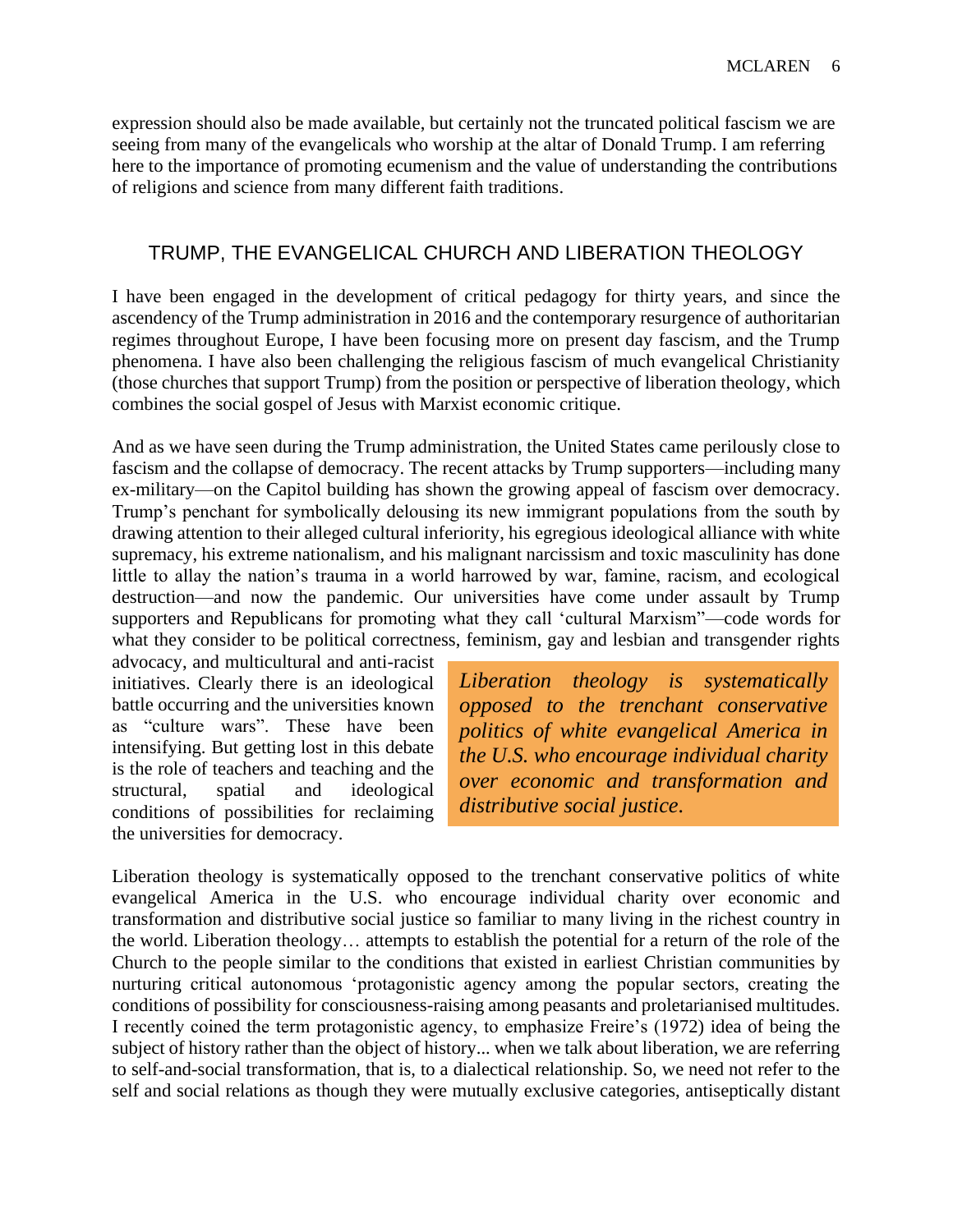expression should also be made available, but certainly not the truncated political fascism we are seeing from many of the evangelicals who worship at the altar of Donald Trump. I am referring here to the importance of promoting ecumenism and the value of understanding the contributions of religions and science from many different faith traditions.

## TRUMP, THE EVANGELICAL CHURCH AND LIBERATION THEOLOGY

I have been engaged in the development of critical pedagogy for thirty years, and since the ascendency of the Trump administration in 2016 and the contemporary resurgence of authoritarian regimes throughout Europe, I have been focusing more on present day fascism, and the Trump phenomena. I have also been challenging the religious fascism of much evangelical Christianity (those churches that support Trump) from the position or perspective of liberation theology, which combines the social gospel of Jesus with Marxist economic critique.

And as we have seen during the Trump administration, the United States came perilously close to fascism and the collapse of democracy. The recent attacks by Trump supporters—including many ex-military—on the Capitol building has shown the growing appeal of fascism over democracy. Trump's penchant for symbolically delousing its new immigrant populations from the south by drawing attention to their alleged cultural inferiority, his egregious ideological alliance with white supremacy, his extreme nationalism, and his malignant narcissism and toxic masculinity has done little to allay the nation's trauma in a world harrowed by war, famine, racism, and ecological destruction—and now the pandemic. Our universities have come under assault by Trump supporters and Republicans for promoting what they call 'cultural Marxism"—code words for what they consider to be political correctness, feminism, gay and lesbian and transgender rights advocacy, and multicultural and anti-racist initiatives. Clearly there is an ideological battle occurring and the universities known as "culture wars". These have been intensifying. But getting lost in this debate is the role of teachers and teaching and the structural, spatial and ideological conditions of possibilities for reclaiming the universities for democracy.

> *Liberation theology is systematically opposed to the trenchant conservative politics of white evangelical America in the U.S. who encourage individual charity over economic and transformation and distributive social justice.*

Liberation theology is systematically opposed to the trenchant conservative politics of white evangelical America in the U.S. who encourage individual charity over economic and transformation and distributive social justice so familiar to many living in the richest country in the world. Liberation theology… attempts to establish the potential for a return of the role of the Church to the people similar to the conditions that existed in earliest Christian communities by nurturing critical autonomous 'protagonistic agency among the popular sectors, creating the conditions of possibility for consciousness-raising among peasants and proletarianised multitudes. I recently coined the term protagonistic agency, to emphasize Freire's (1972) idea of being the subject of history rather than the object of history... when we talk about liberation, we are referring to self-and-social transformation, that is, to a dialectical relationship. So, we need not refer to the self and social relations as though they were mutually exclusive categories, antiseptically distant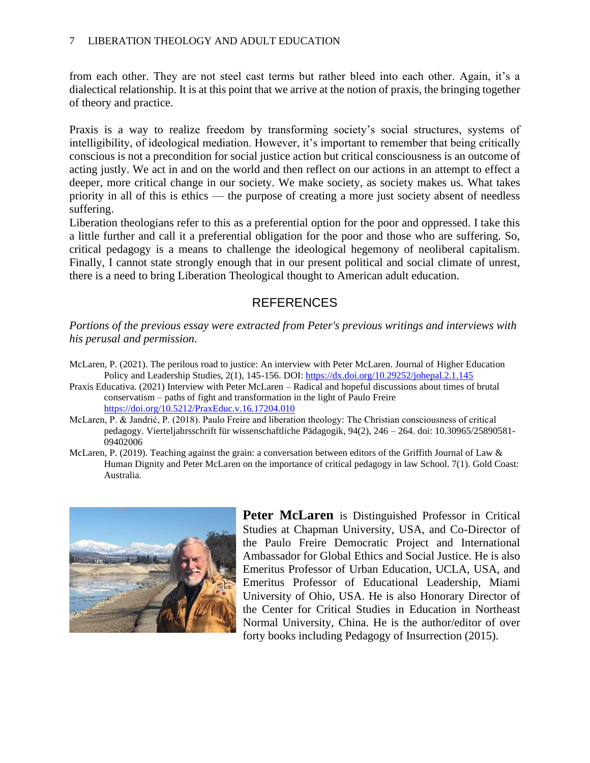from each other. They are not steel cast terms but rather bleed into each other. Again, it's a dialectical relationship. It is at this point that we arrive at the notion of praxis, the bringing together of theory and practice.

Praxis is a way to realize freedom by transforming society's social structures, systems of intelligibility, of ideological mediation. However, it's important to remember that being critically conscious is not a precondition for social justice action but critical consciousness is an outcome of acting justly. We act in and on the world and then reflect on our actions in an attempt to effect a deeper, more critical change in our society. We make society, as society makes us. What takes priority in all of this is ethics — the purpose of creating a more just society absent of needless suffering.

Liberation theologians refer to this as a preferential option for the poor and oppressed. I take this a little further and call it a preferential obligation for the poor and those who are suffering. So, critical pedagogy is a means to challenge the ideological hegemony of neoliberal capitalism. Finally, I cannot state strongly enough that in our present political and social climate of unrest, there is a need to bring Liberation Theological thought to American adult education.

## REFERENCES

*Portions of the previous essay were extracted from Peter's previous writings and interviews with his perusal and permission.*

McLaren, P. (2021). The perilous road to justice: An interview with Peter McLaren. Journal of Higher Education Policy and Leadership Studies, 2(1), 145-156. DOI: https://dx.doi.org/10.29252/johepal.2.1.145

Praxis Educativa. (2021) Interview with Peter McLaren – Radical and hopeful discussions about times of brutal conservatism – paths of fight and transformation in the light of Paulo Freire https://doi.org/10.5212/PraxEduc.v.16.17204.010

McLaren, P. & Jandrić, P. (2018). Paulo Freire and liberation theology: The Christian consciousness of critical pedagogy. Vierteljahrsschrift für wissenschaftliche Pädagogik, 94(2), 246 – 264. doi: 10.30965/25890581-09402006

McLaren, P. (2019). Teaching against the grain: a conversation between editors of the Griffith Journal of Law & Human Dignity and Peter McLaren on the importance of critical pedagogy in law School. 7(1). Gold Coast: Australia.

**Peter McLaren** is Distinguished Professor in Critical Studies at Chapman University, USA, and Co-Director of the Paulo Freire Democratic Project and International Ambassador for Global Ethics and Social Justice. He is also Emeritus Professor of Urban Education, UCLA, USA, and Emeritus Professor of Educational Leadership, Miami University of Ohio, USA. He is also Honorary Director of the Center for Critical Studies in Education in Northeast Normal University, China. He is the author/editor of over forty books including Pedagogy of Insurrection (2015).